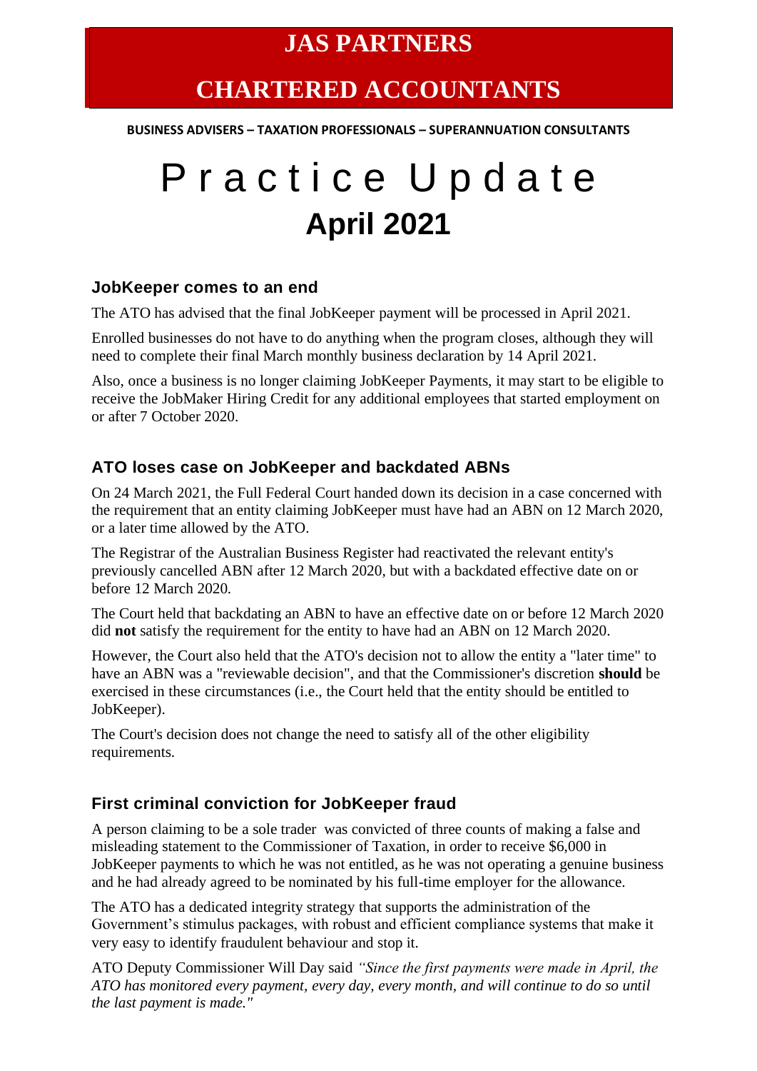# JAS PARTNERS

# CHARTERED ACCOUNTANTS

**BUSINESS ADVISERS – TAXATION PROFESSIONALS – SUPERANNUATION CONSULTANTS**

# Practice Update

## April 2021

### JobKeeper comes to an end

The ATO has advised that the final JobKeeper payment will be processed in April 2021.

Enrolled businesses do not have to do anything when the program closes, although they will need to complete their final March monthly business declaration by 14 April 2021.

Also, once a business is no longer claiming JobKeeper Payments, it may start to be eligible to receive the JobMaker Hiring Credit for any additional employees that started employment on or after 7 October 2020.

### ATO loses case on JobKeeper and backdated ABNs

On 24 March 2021, the Full Federal Court handed down its decision in a case concerned with the requirement that an entity claiming JobKeeper must have had an ABN on 12 March 2020, or a later time allowed by the ATO.

The Registrar of the Australian Business Register had reactivated the relevant entity's previously cancelled ABN after 12 March 2020, but with a backdated effective date on or before 12 March 2020.

The Court held that backdating an ABN to have an effective date on or before 12 March 2020 did **not** satisfy the requirement for the entity to have had an ABN on 12 March 2020.

However, the Court also held that the ATO's decision not to allow the entity a "later time" to have an ABN was a "reviewable decision", and that the Commissioner's discretion **should** be exercised in these circumstances (i.e., the Court held that the entity should be entitled to JobKeeper).

The Court's decision does not change the need to satisfy all of the other eligibility requirements.

### First criminal conviction for JobKeeper fraud

A person claiming to be a sole trader was convicted of three counts of making a false and misleading statement to the Commissioner of Taxation, in order to receive $6,000 in JobKeeper payments to which he was not entitled, as he was not operating a genuine business and he had already agreed to be nominated by his full-time employer for the allowance.

The ATO has a dedicated integrity strategy that supports the administration of the Government's stimulus packages, with robust and efficient compliance systems that make it very easy to identify fraudulent behaviour and stop it.

ATO Deputy Commissioner Will Day said *"Since the first payments were made in April, the ATO has monitored every payment, every day, every month, and will continue to do so until the last payment is made."*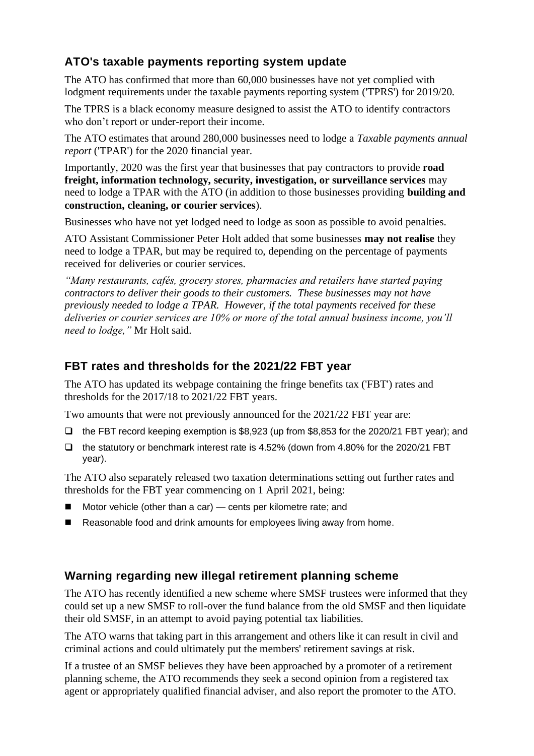## ATO's taxable payments reporting system update

The ATO has confirmed that more than 60,000 businesses have not yet complied with lodgment requirements under the taxable payments reporting system ('TPRS') for 2019/20.

The TPRS is a black economy measure designed to assist the ATO to identify contractors who don't report or under-report their income.

The ATO estimates that around 280,000 businesses need to lodge a *Taxable payments annual report* ('TPAR') for the 2020 financial year.

Importantly, 2020 was the first year that businesses that pay contractors to provide **road freight, information technology, security, investigation, or surveillance services** may need to lodge a TPAR with the ATO (in addition to those businesses providing **building and construction, cleaning, or courier services**).

Businesses who have not yet lodged need to lodge as soon as possible to avoid penalties.

ATO Assistant Commissioner Peter Holt added that some businesses **may not realise** they need to lodge a TPAR, but may be required to, depending on the percentage of payments received for deliveries or courier services.

*"Many restaurants, cafés, grocery stores, pharmacies and retailers have started paying contractors to deliver their goods to their customers. These businesses may not have previously needed to lodge a TPAR. However, if the total payments received for these deliveries or courier services are 10% or more of the total annual business income, you'll need to lodge,"* Mr Holt said.

## FBT rates and thresholds for the 2021/22 FBT year

The ATO has updated its webpage containing the fringe benefits tax ('FBT') rates and thresholds for the 2017/18 to 2021/22 FBT years.

Two amounts that were not previously announced for the 2021/22 FBT year are:

- the FBT record keeping exemption is $8,923 (up from $8,853 for the 2020/21 FBT year); and
- the statutory or benchmark interest rate is 4.52% (down from 4.80% for the 2020/21 FBT year).

The ATO also separately released two taxation determinations setting out further rates and thresholds for the FBT year commencing on 1 April 2021, being:

- Motor vehicle (other than a car) — cents per kilometre rate; and
- Reasonable food and drink amounts for employees living away from home.

## Warning regarding new illegal retirement planning scheme

The ATO has recently identified a new scheme where SMSF trustees were informed that they could set up a new SMSF to roll-over the fund balance from the old SMSF and then liquidate their old SMSF, in an attempt to avoid paying potential tax liabilities.

The ATO warns that taking part in this arrangement and others like it can result in civil and criminal actions and could ultimately put the members' retirement savings at risk.

If a trustee of an SMSF believes they have been approached by a promoter of a retirement planning scheme, the ATO recommends they seek a second opinion from a registered tax agent or appropriately qualified financial adviser, and also report the promoter to the ATO.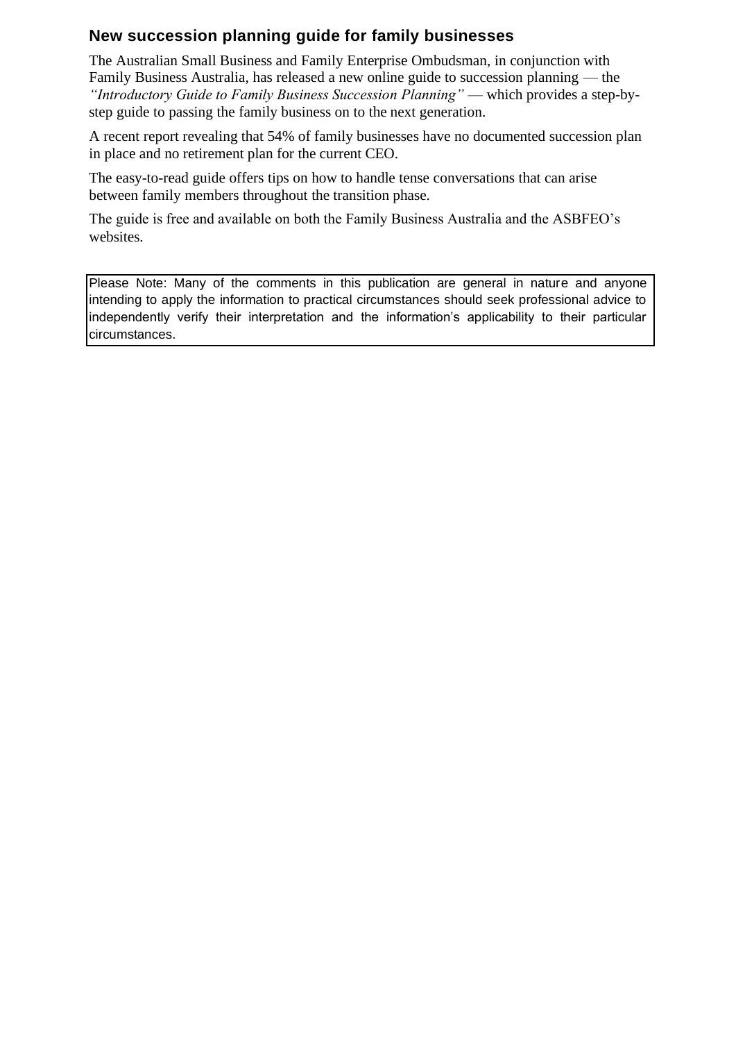## New succession planning guide for family businesses

The Australian Small Business and Family Enterprise Ombudsman, in conjunction with Family Business Australia, has released a new online guide to succession planning — the *"Introductory Guide to Family Business Succession Planning"* — which provides a step-by-step guide to passing the family business on to the next generation.

A recent report revealing that 54% of family businesses have no documented succession plan in place and no retirement plan for the current CEO.

The easy-to-read guide offers tips on how to handle tense conversations that can arise between family members throughout the transition phase.

The guide is free and available on both the Family Business Australia and the ASBFEO's websites.

Please Note: Many of the comments in this publication are general in nature and anyone intending to apply the information to practical circumstances should seek professional advice to independently verify their interpretation and the information's applicability to their particular circumstances.